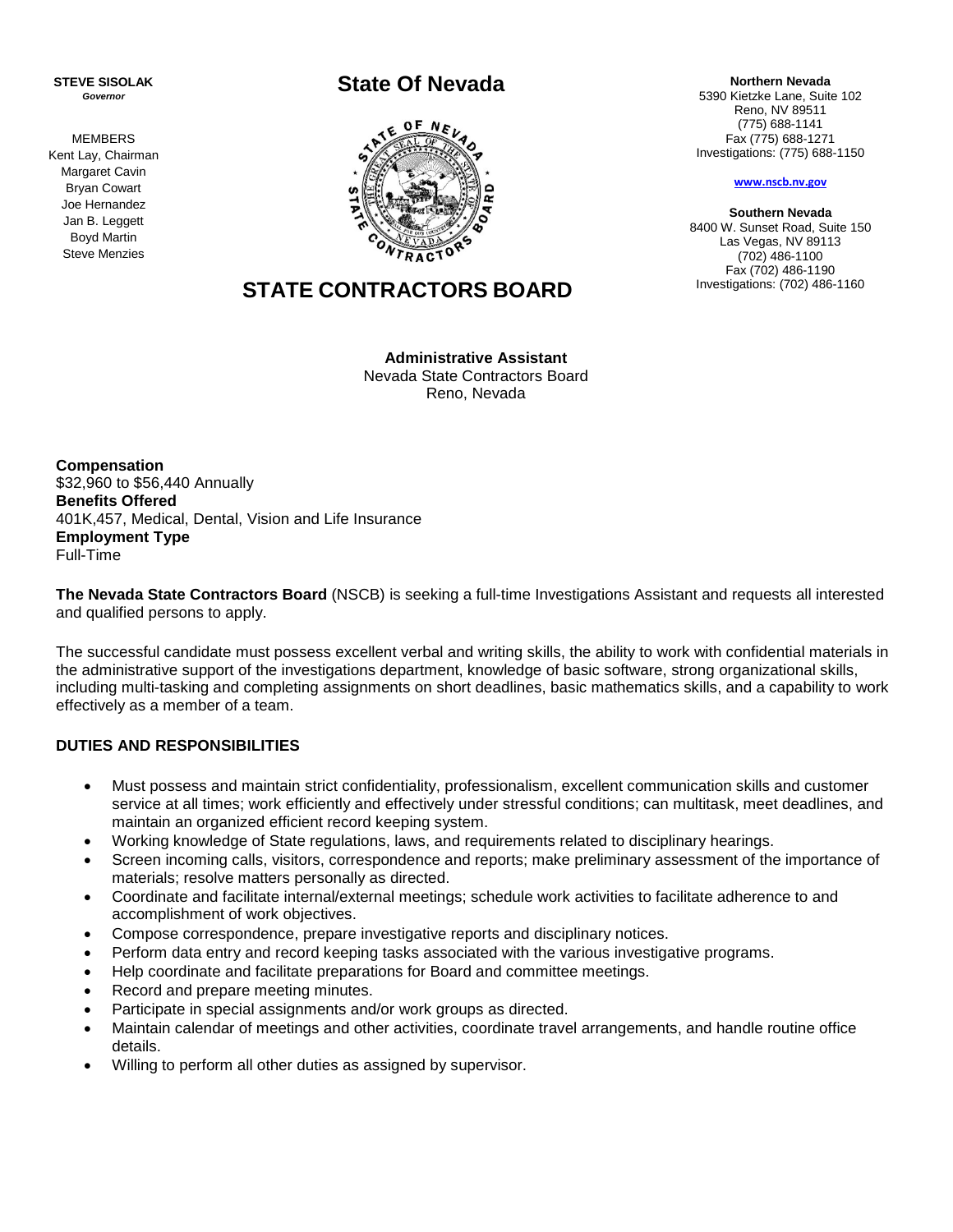**STEVE SISOLAK**
*Governor*

MEMBERS
Kent Lay, Chairman
Margaret Cavin
Bryan Cowart
Joe Hernandez
Jan B. Leggett
Boyd Martin
Steve Menzies

# State Of Nevada

# STATE CONTRACTORS BOARD

**Northern Nevada**
5390 Kietzke Lane, Suite 102
Reno, NV 89511
(775) 688-1141
Fax (775) 688-1271
Investigations: (775) 688-1150

**www.nscb.nv.gov**

**Southern Nevada**
8400 W. Sunset Road, Suite 150
Las Vegas, NV 89113
(702) 486-1100
Fax (702) 486-1190
Investigations: (702) 486-1160

**Administrative Assistant**
Nevada State Contractors Board
Reno, Nevada

**Compensation**
$32,960 to $56,440 Annually
**Benefits Offered**
401K,457, Medical, Dental, Vision and Life Insurance
**Employment Type**
Full-Time

**The Nevada State Contractors Board** (NSCB) is seeking a full-time Investigations Assistant and requests all interested and qualified persons to apply.

The successful candidate must possess excellent verbal and writing skills, the ability to work with confidential materials in the administrative support of the investigations department, knowledge of basic software, strong organizational skills, including multi-tasking and completing assignments on short deadlines, basic mathematics skills, and a capability to work effectively as a member of a team.

## DUTIES AND RESPONSIBILITIES

- Must possess and maintain strict confidentiality, professionalism, excellent communication skills and customer service at all times; work efficiently and effectively under stressful conditions; can multitask, meet deadlines, and maintain an organized efficient record keeping system.
- Working knowledge of State regulations, laws, and requirements related to disciplinary hearings.
- Screen incoming calls, visitors, correspondence and reports; make preliminary assessment of the importance of materials; resolve matters personally as directed.
- Coordinate and facilitate internal/external meetings; schedule work activities to facilitate adherence to and accomplishment of work objectives.
- Compose correspondence, prepare investigative reports and disciplinary notices.
- Perform data entry and record keeping tasks associated with the various investigative programs.
- Help coordinate and facilitate preparations for Board and committee meetings.
- Record and prepare meeting minutes.
- Participate in special assignments and/or work groups as directed.
- Maintain calendar of meetings and other activities, coordinate travel arrangements, and handle routine office details.
- Willing to perform all other duties as assigned by supervisor.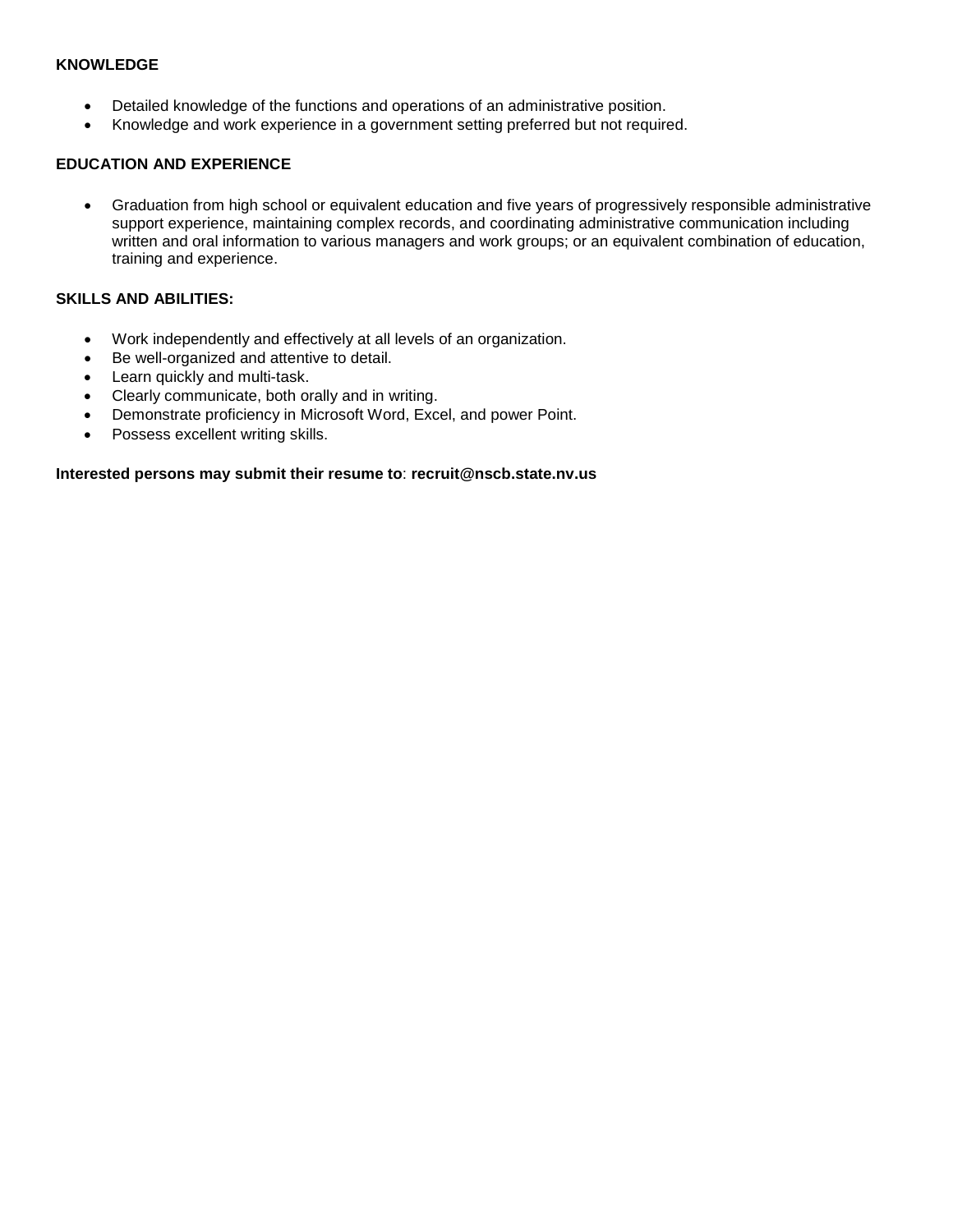**KNOWLEDGE**

- Detailed knowledge of the functions and operations of an administrative position.
- Knowledge and work experience in a government setting preferred but not required.

**EDUCATION AND EXPERIENCE**

- Graduation from high school or equivalent education and five years of progressively responsible administrative support experience, maintaining complex records, and coordinating administrative communication including written and oral information to various managers and work groups; or an equivalent combination of education, training and experience.

**SKILLS AND ABILITIES:**

- Work independently and effectively at all levels of an organization.
- Be well-organized and attentive to detail.
- Learn quickly and multi-task.
- Clearly communicate, both orally and in writing.
- Demonstrate proficiency in Microsoft Word, Excel, and power Point.
- Possess excellent writing skills.

**Interested persons may submit their resume to**: **recruit@nscb.state.nv.us**